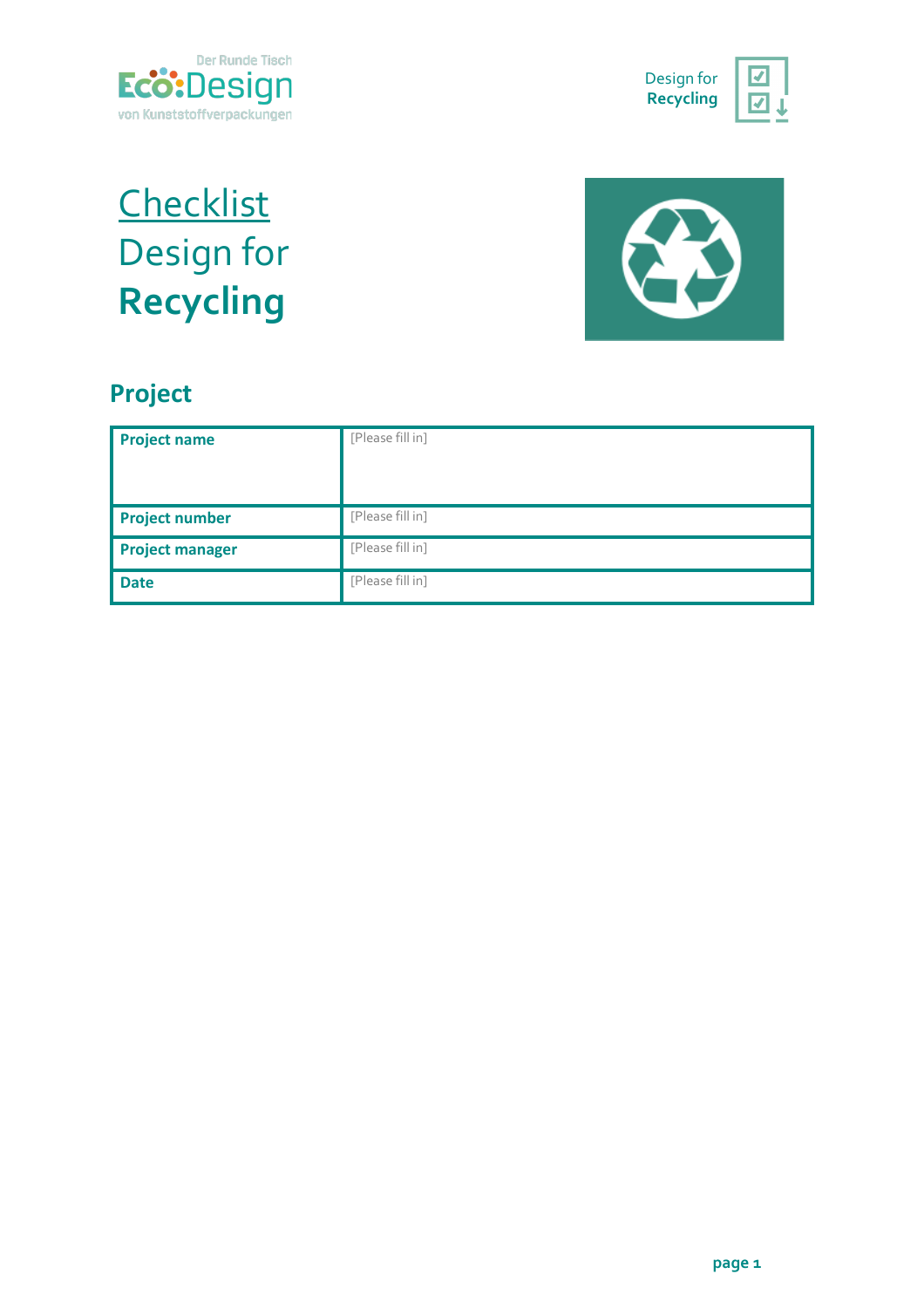# Checklist Design for **Recycling**

## Project

| Project name | [Please fill in] |
|---|---|
| Project number | [Please fill in] |
| Project manager | [Please fill in] |
| Date | [Please fill in] |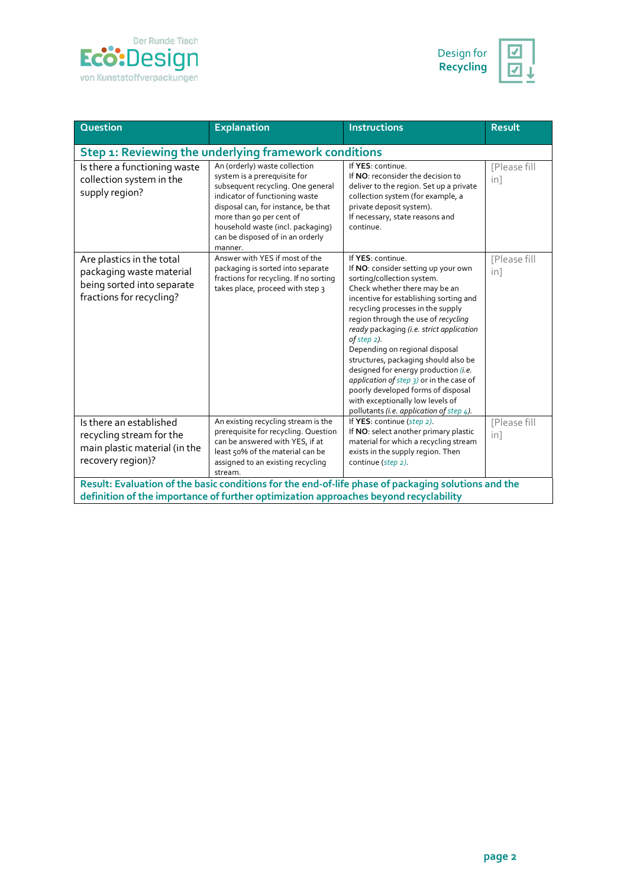| Question | Explanation | Instructions | Result |
|---|---|---|---|
| **Step 1: Reviewing the underlying framework conditions** | | | |
| Is there a functioning waste collection system in the supply region? | An (orderly) waste collection system is a prerequisite for subsequent recycling. One general indicator of functioning waste disposal can, for instance, be that more than 90 per cent of household waste (incl. packaging) can be disposed of in an orderly manner. | If **YES**: continue. If **NO**: reconsider the decision to deliver to the region. Set up a private collection system (for example, a private deposit system). If necessary, state reasons and continue. | [Please fill in] |
| Are plastics in the total packaging waste material being sorted into separate fractions for recycling? | Answer with YES if most of the packaging is sorted into separate fractions for recycling. If no sorting takes place, proceed with step 3 | If **YES**: continue. If **NO**: consider setting up your own sorting/collection system. Check whether there may be an incentive for establishing sorting and recycling processes in the supply region through the use of *recycling ready* packaging *(i.e. strict application of step 2)*. Depending on regional disposal structures, packaging should also be designed for energy production *(i.e. application of step 3)* or in the case of poorly developed forms of disposal with exceptionally low levels of pollutants *(i.e. application of step 4)*. | [Please fill in] |
| Is there an established recycling stream for the main plastic material (in the recovery region)? | An existing recycling stream is the prerequisite for recycling. Question can be answered with YES, if at least 50% of the material can be assigned to an existing recycling stream. | If **YES**: continue (*step 2*). If **NO**: select another primary plastic material for which a recycling stream exists in the supply region. Then continue (*step 2*). | [Please fill in] |
| **Result: Evaluation of the basic conditions for the end-of-life phase of packaging solutions and the definition of the importance of further optimization approaches beyond recyclability** | | | |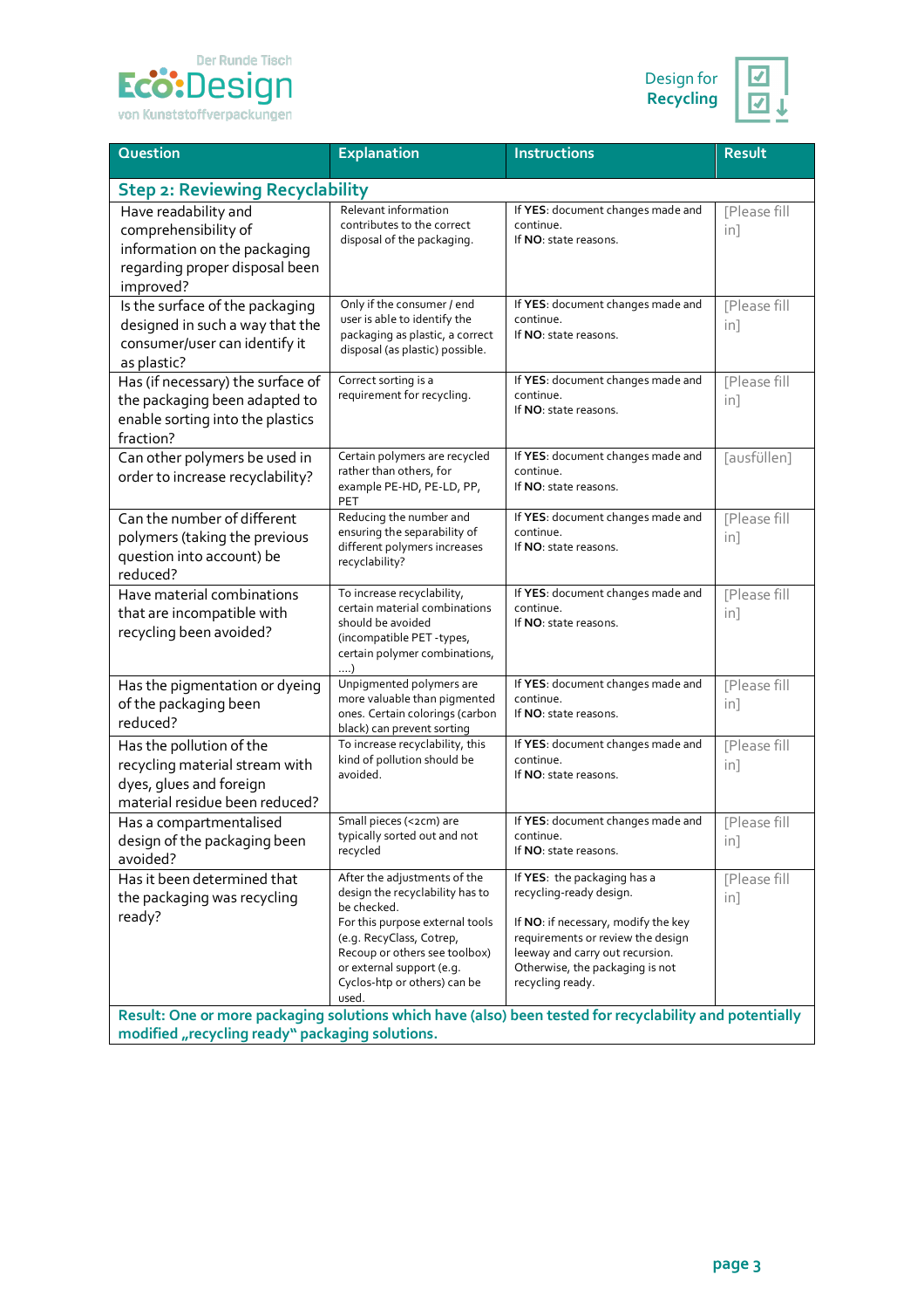| Question | Explanation | Instructions | Result |
| --- | --- | --- | --- |
| **Step 2: Reviewing Recyclability** | | | |
| Have readability and comprehensibility of information on the packaging regarding proper disposal been improved? | Relevant information contributes to the correct disposal of the packaging. | If **YES**: document changes made and continue.<br>If **NO**: state reasons. | [Please fill in] |
| Is the surface of the packaging designed in such a way that the consumer/user can identify it as plastic? | Only if the consumer / end user is able to identify the packaging as plastic, a correct disposal (as plastic) possible. | If **YES**: document changes made and continue.<br>If **NO**: state reasons. | [Please fill in] |
| Has (if necessary) the surface of the packaging been adapted to enable sorting into the plastics fraction? | Correct sorting is a requirement for recycling. | If **YES**: document changes made and continue.<br>If **NO**: state reasons. | [Please fill in] |
| Can other polymers be used in order to increase recyclability? | Certain polymers are recycled rather than others, for example PE-HD, PE-LD, PP, PET | If **YES**: document changes made and continue.<br>If **NO**: state reasons. | [ausfüllen] |
| Can the number of different polymers (taking the previous question into account) be reduced? | Reducing the number and ensuring the separability of different polymers increases recyclability? | If **YES**: document changes made and continue.<br>If **NO**: state reasons. | [Please fill in] |
| Have material combinations that are incompatible with recycling been avoided? | To increase recyclability, certain material combinations should be avoided (incompatible PET -types, certain polymer combinations, ….) | If **YES**: document changes made and continue.<br>If **NO**: state reasons. | [Please fill in] |
| Has the pigmentation or dyeing of the packaging been reduced? | Unpigmented polymers are more valuable than pigmented ones. Certain colorings (carbon black) can prevent sorting | If **YES**: document changes made and continue.<br>If **NO**: state reasons. | [Please fill in] |
| Has the pollution of the recycling material stream with dyes, glues and foreign material residue been reduced? | To increase recyclability, this kind of pollution should be avoided. | If **YES**: document changes made and continue.<br>If **NO**: state reasons. | [Please fill in] |
| Has a compartmentalised design of the packaging been avoided? | Small pieces (<2cm) are typically sorted out and not recycled | If **YES**: document changes made and continue.<br>If **NO**: state reasons. | [Please fill in] |
| Has it been determined that the packaging was recycling ready? | After the adjustments of the design the recyclability has to be checked.<br>For this purpose external tools (e.g. RecyClass, Cotrep, Recoup or others see toolbox) or external support (e.g. Cyclos-htp or others) can be used. | If **YES**: the packaging has a recycling-ready design.<br><br>If **NO**: if necessary, modify the key requirements or review the design leeway and carry out recursion. Otherwise, the packaging is not recycling ready. | [Please fill in] |
| **Result: One or more packaging solutions which have (also) been tested for recyclability and potentially modified „recycling ready" packaging solutions.** | | | |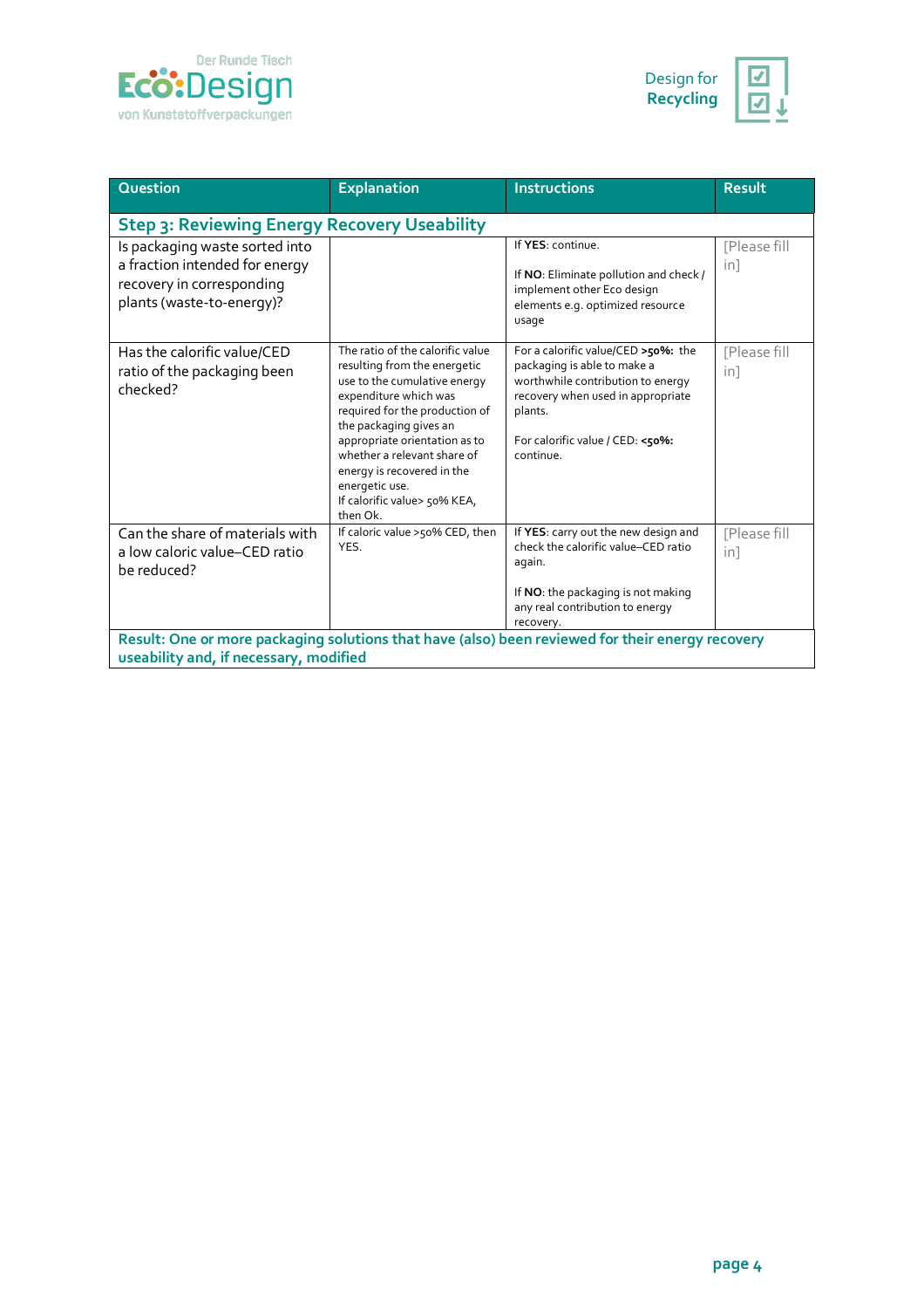| Question | Explanation | Instructions | Result |
|---|---|---|---|
| **Step 3: Reviewing Energy Recovery Useability** | | | |
| Is packaging waste sorted into a fraction intended for energy recovery in corresponding plants (waste-to-energy)? | | If **YES**: continue.<br><br>If **NO**: Eliminate pollution and check / implement other Eco design elements e.g. optimized resource usage | [Please fill in] |
| Has the calorific value/CED ratio of the packaging been checked? | The ratio of the calorific value resulting from the energetic use to the cumulative energy expenditure which was required for the production of the packaging gives an appropriate orientation as to whether a relevant share of energy is recovered in the energetic use.<br>If calorific value> 50% KEA, then Ok. | For a calorific value/CED **>50%:** the packaging is able to make a worthwhile contribution to energy recovery when used in appropriate plants.<br><br>For calorific value / CED: **<50%:** continue. | [Please fill in] |
| Can the share of materials with a low caloric value–CED ratio be reduced? | If caloric value >50% CED, then YES. | If **YES**: carry out the new design and check the calorific value–CED ratio again.<br><br>If **NO**: the packaging is not making any real contribution to energy recovery. | [Please fill in] |
| **Result: One or more packaging solutions that have (also) been reviewed for their energy recovery useability and, if necessary, modified** | | | |